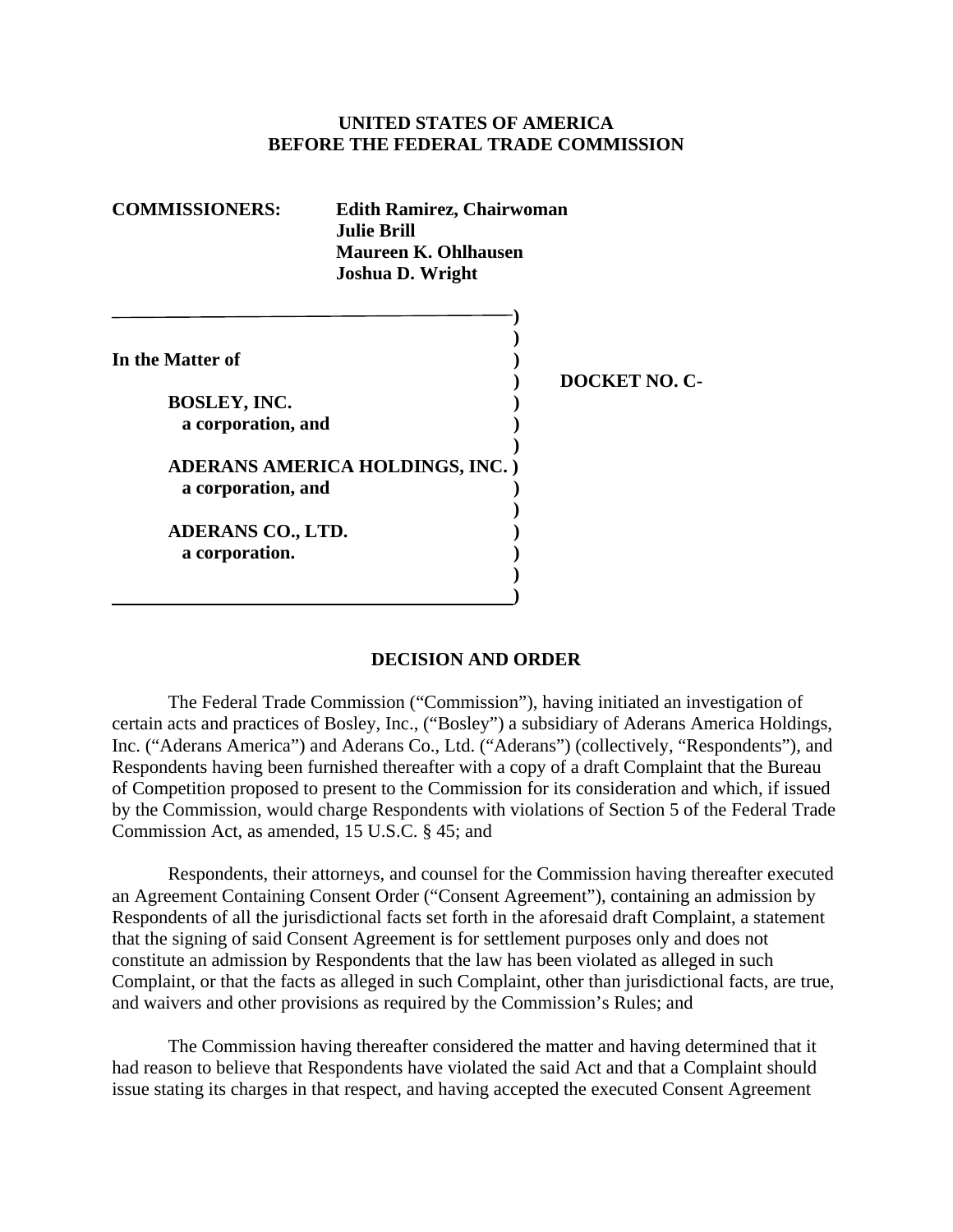**UNITED STATES OF AMERICA**
**BEFORE THE FEDERAL TRADE COMMISSION**

**COMMISSIONERS:** **Edith Ramirez, Chairwoman**
**Julie Brill**
**Maureen K. Ohlhausen**
**Joshua D. Wright**

**In the Matter of**

**BOSLEY, INC.**
**a corporation, and**

**ADERANS AMERICA HOLDINGS, INC.**
**a corporation, and**

**ADERANS CO., LTD.**
**a corporation.**

**DOCKET NO. C-**

## DECISION AND ORDER

The Federal Trade Commission ("Commission"), having initiated an investigation of certain acts and practices of Bosley, Inc., ("Bosley") a subsidiary of Aderans America Holdings, Inc. ("Aderans America") and Aderans Co., Ltd. ("Aderans") (collectively, "Respondents"), and Respondents having been furnished thereafter with a copy of a draft Complaint that the Bureau of Competition proposed to present to the Commission for its consideration and which, if issued by the Commission, would charge Respondents with violations of Section 5 of the Federal Trade Commission Act, as amended, 15 U.S.C. § 45; and

Respondents, their attorneys, and counsel for the Commission having thereafter executed an Agreement Containing Consent Order ("Consent Agreement"), containing an admission by Respondents of all the jurisdictional facts set forth in the aforesaid draft Complaint, a statement that the signing of said Consent Agreement is for settlement purposes only and does not constitute an admission by Respondents that the law has been violated as alleged in such Complaint, or that the facts as alleged in such Complaint, other than jurisdictional facts, are true, and waivers and other provisions as required by the Commission's Rules; and

The Commission having thereafter considered the matter and having determined that it had reason to believe that Respondents have violated the said Act and that a Complaint should issue stating its charges in that respect, and having accepted the executed Consent Agreement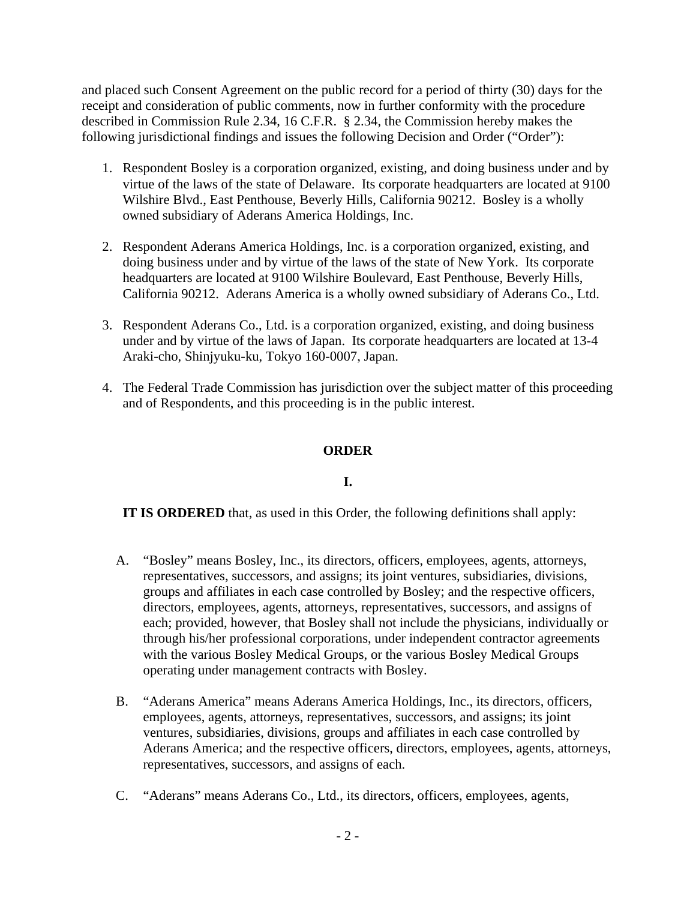and placed such Consent Agreement on the public record for a period of thirty (30) days for the receipt and consideration of public comments, now in further conformity with the procedure described in Commission Rule 2.34, 16 C.F.R. § 2.34, the Commission hereby makes the following jurisdictional findings and issues the following Decision and Order ("Order"):

1. Respondent Bosley is a corporation organized, existing, and doing business under and by virtue of the laws of the state of Delaware. Its corporate headquarters are located at 9100 Wilshire Blvd., East Penthouse, Beverly Hills, California 90212. Bosley is a wholly owned subsidiary of Aderans America Holdings, Inc.

2. Respondent Aderans America Holdings, Inc. is a corporation organized, existing, and doing business under and by virtue of the laws of the state of New York. Its corporate headquarters are located at 9100 Wilshire Boulevard, East Penthouse, Beverly Hills, California 90212. Aderans America is a wholly owned subsidiary of Aderans Co., Ltd.

3. Respondent Aderans Co., Ltd. is a corporation organized, existing, and doing business under and by virtue of the laws of Japan. Its corporate headquarters are located at 13-4 Araki-cho, Shinjyuku-ku, Tokyo 160-0007, Japan.

4. The Federal Trade Commission has jurisdiction over the subject matter of this proceeding and of Respondents, and this proceeding is in the public interest.

## ORDER

## I.

**IT IS ORDERED** that, as used in this Order, the following definitions shall apply:

A. "Bosley" means Bosley, Inc., its directors, officers, employees, agents, attorneys, representatives, successors, and assigns; its joint ventures, subsidiaries, divisions, groups and affiliates in each case controlled by Bosley; and the respective officers, directors, employees, agents, attorneys, representatives, successors, and assigns of each; provided, however, that Bosley shall not include the physicians, individually or through his/her professional corporations, under independent contractor agreements with the various Bosley Medical Groups, or the various Bosley Medical Groups operating under management contracts with Bosley.

B. "Aderans America" means Aderans America Holdings, Inc., its directors, officers, employees, agents, attorneys, representatives, successors, and assigns; its joint ventures, subsidiaries, divisions, groups and affiliates in each case controlled by Aderans America; and the respective officers, directors, employees, agents, attorneys, representatives, successors, and assigns of each.

C. "Aderans" means Aderans Co., Ltd., its directors, officers, employees, agents,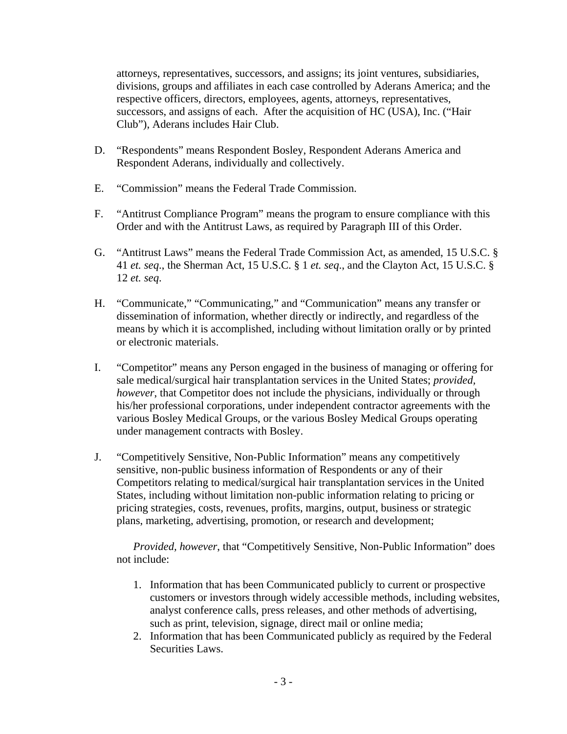attorneys, representatives, successors, and assigns; its joint ventures, subsidiaries, divisions, groups and affiliates in each case controlled by Aderans America; and the respective officers, directors, employees, agents, attorneys, representatives, successors, and assigns of each. After the acquisition of HC (USA), Inc. ("Hair Club"), Aderans includes Hair Club.

D. "Respondents" means Respondent Bosley, Respondent Aderans America and Respondent Aderans, individually and collectively.

E. "Commission" means the Federal Trade Commission.

F. "Antitrust Compliance Program" means the program to ensure compliance with this Order and with the Antitrust Laws, as required by Paragraph III of this Order.

G. "Antitrust Laws" means the Federal Trade Commission Act, as amended, 15 U.S.C. § 41 *et. seq*., the Sherman Act, 15 U.S.C. § 1 *et. seq*., and the Clayton Act, 15 U.S.C. § 12 *et. seq*.

H. "Communicate," "Communicating," and "Communication" means any transfer or dissemination of information, whether directly or indirectly, and regardless of the means by which it is accomplished, including without limitation orally or by printed or electronic materials.

I. "Competitor" means any Person engaged in the business of managing or offering for sale medical/surgical hair transplantation services in the United States; *provided, however*, that Competitor does not include the physicians, individually or through his/her professional corporations, under independent contractor agreements with the various Bosley Medical Groups, or the various Bosley Medical Groups operating under management contracts with Bosley.

J. "Competitively Sensitive, Non-Public Information" means any competitively sensitive, non-public business information of Respondents or any of their Competitors relating to medical/surgical hair transplantation services in the United States, including without limitation non-public information relating to pricing or pricing strategies, costs, revenues, profits, margins, output, business or strategic plans, marketing, advertising, promotion, or research and development;

   *Provided, however*, that "Competitively Sensitive, Non-Public Information" does not include:

   1. Information that has been Communicated publicly to current or prospective customers or investors through widely accessible methods, including websites, analyst conference calls, press releases, and other methods of advertising, such as print, television, signage, direct mail or online media;
   2. Information that has been Communicated publicly as required by the Federal Securities Laws.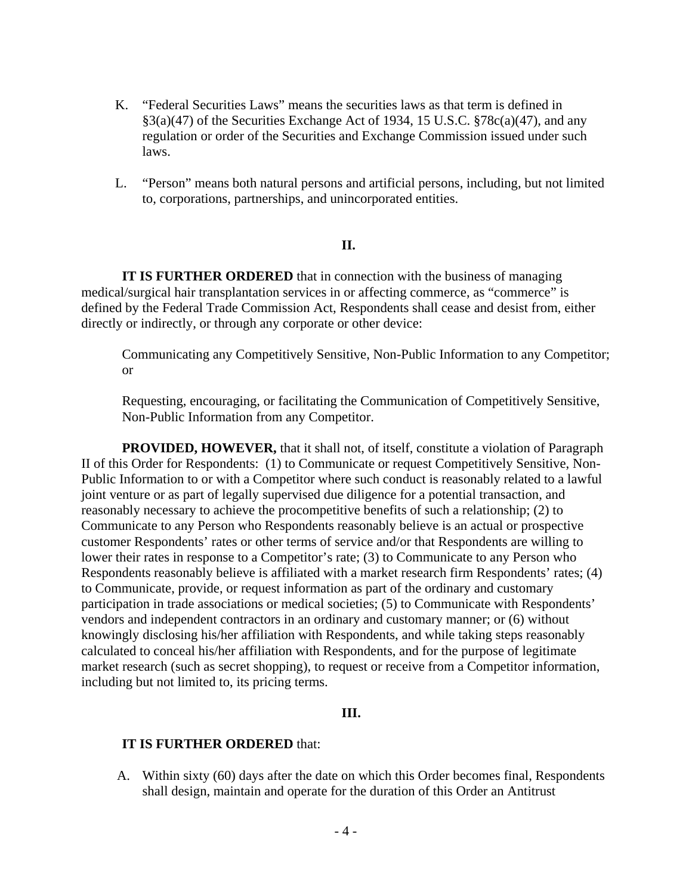K. "Federal Securities Laws" means the securities laws as that term is defined in §3(a)(47) of the Securities Exchange Act of 1934, 15 U.S.C. §78c(a)(47), and any regulation or order of the Securities and Exchange Commission issued under such laws.

L. "Person" means both natural persons and artificial persons, including, but not limited to, corporations, partnerships, and unincorporated entities.

## II.

**IT IS FURTHER ORDERED** that in connection with the business of managing medical/surgical hair transplantation services in or affecting commerce, as "commerce" is defined by the Federal Trade Commission Act, Respondents shall cease and desist from, either directly or indirectly, or through any corporate or other device:

Communicating any Competitively Sensitive, Non-Public Information to any Competitor; or

Requesting, encouraging, or facilitating the Communication of Competitively Sensitive, Non-Public Information from any Competitor.

**PROVIDED, HOWEVER,** that it shall not, of itself, constitute a violation of Paragraph II of this Order for Respondents: (1) to Communicate or request Competitively Sensitive, Non-Public Information to or with a Competitor where such conduct is reasonably related to a lawful joint venture or as part of legally supervised due diligence for a potential transaction, and reasonably necessary to achieve the procompetitive benefits of such a relationship; (2) to Communicate to any Person who Respondents reasonably believe is an actual or prospective customer Respondents' rates or other terms of service and/or that Respondents are willing to lower their rates in response to a Competitor's rate; (3) to Communicate to any Person who Respondents reasonably believe is affiliated with a market research firm Respondents' rates; (4) to Communicate, provide, or request information as part of the ordinary and customary participation in trade associations or medical societies; (5) to Communicate with Respondents' vendors and independent contractors in an ordinary and customary manner; or (6) without knowingly disclosing his/her affiliation with Respondents, and while taking steps reasonably calculated to conceal his/her affiliation with Respondents, and for the purpose of legitimate market research (such as secret shopping), to request or receive from a Competitor information, including but not limited to, its pricing terms.

## III.

**IT IS FURTHER ORDERED** that:

A. Within sixty (60) days after the date on which this Order becomes final, Respondents shall design, maintain and operate for the duration of this Order an Antitrust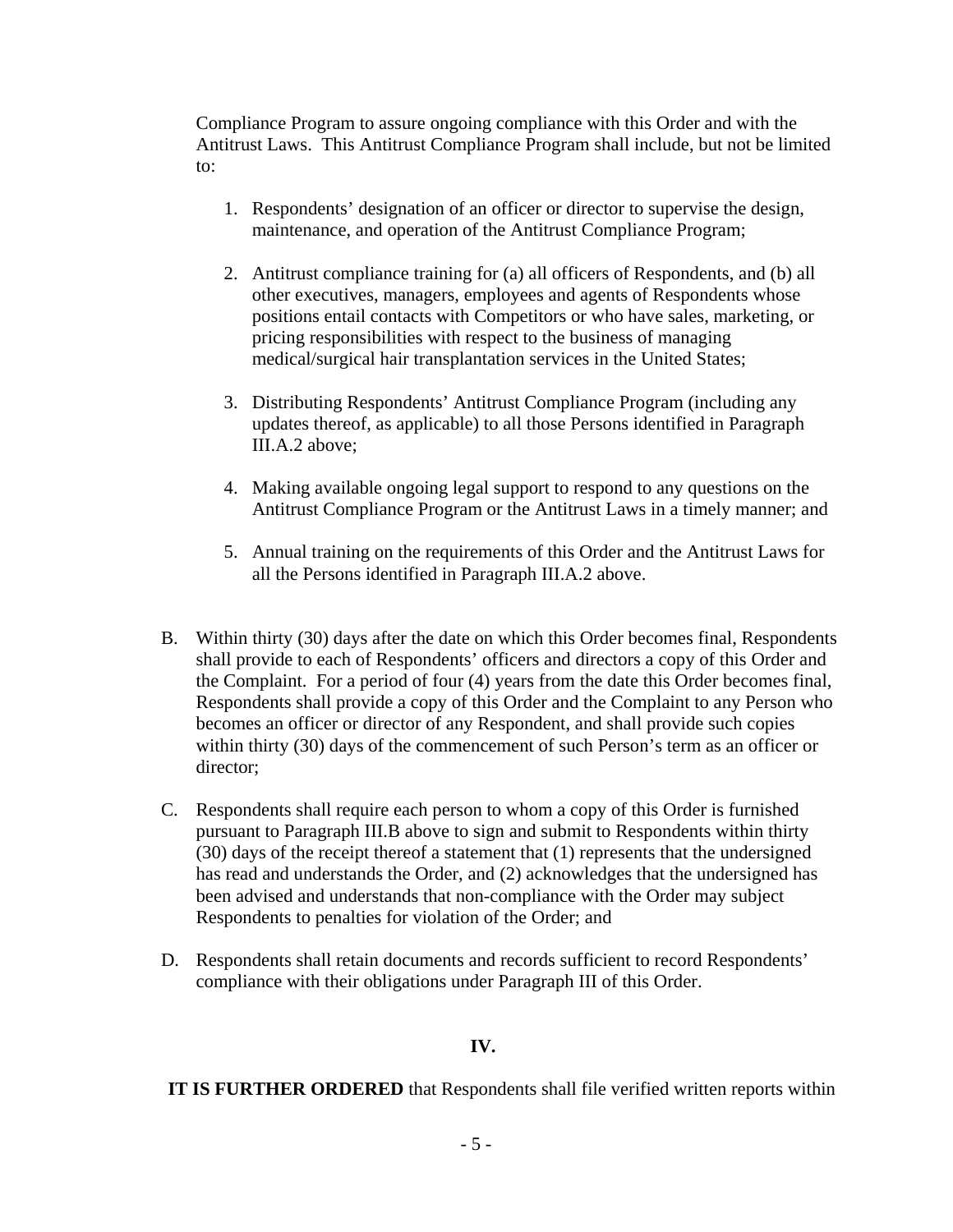Compliance Program to assure ongoing compliance with this Order and with the Antitrust Laws. This Antitrust Compliance Program shall include, but not be limited to:

1. Respondents' designation of an officer or director to supervise the design, maintenance, and operation of the Antitrust Compliance Program;

2. Antitrust compliance training for (a) all officers of Respondents, and (b) all other executives, managers, employees and agents of Respondents whose positions entail contacts with Competitors or who have sales, marketing, or pricing responsibilities with respect to the business of managing medical/surgical hair transplantation services in the United States;

3. Distributing Respondents' Antitrust Compliance Program (including any updates thereof, as applicable) to all those Persons identified in Paragraph III.A.2 above;

4. Making available ongoing legal support to respond to any questions on the Antitrust Compliance Program or the Antitrust Laws in a timely manner; and

5. Annual training on the requirements of this Order and the Antitrust Laws for all the Persons identified in Paragraph III.A.2 above.

B. Within thirty (30) days after the date on which this Order becomes final, Respondents shall provide to each of Respondents' officers and directors a copy of this Order and the Complaint. For a period of four (4) years from the date this Order becomes final, Respondents shall provide a copy of this Order and the Complaint to any Person who becomes an officer or director of any Respondent, and shall provide such copies within thirty (30) days of the commencement of such Person's term as an officer or director;

C. Respondents shall require each person to whom a copy of this Order is furnished pursuant to Paragraph III.B above to sign and submit to Respondents within thirty (30) days of the receipt thereof a statement that (1) represents that the undersigned has read and understands the Order, and (2) acknowledges that the undersigned has been advised and understands that non-compliance with the Order may subject Respondents to penalties for violation of the Order; and

D. Respondents shall retain documents and records sufficient to record Respondents' compliance with their obligations under Paragraph III of this Order.

**IV.**

**IT IS FURTHER ORDERED** that Respondents shall file verified written reports within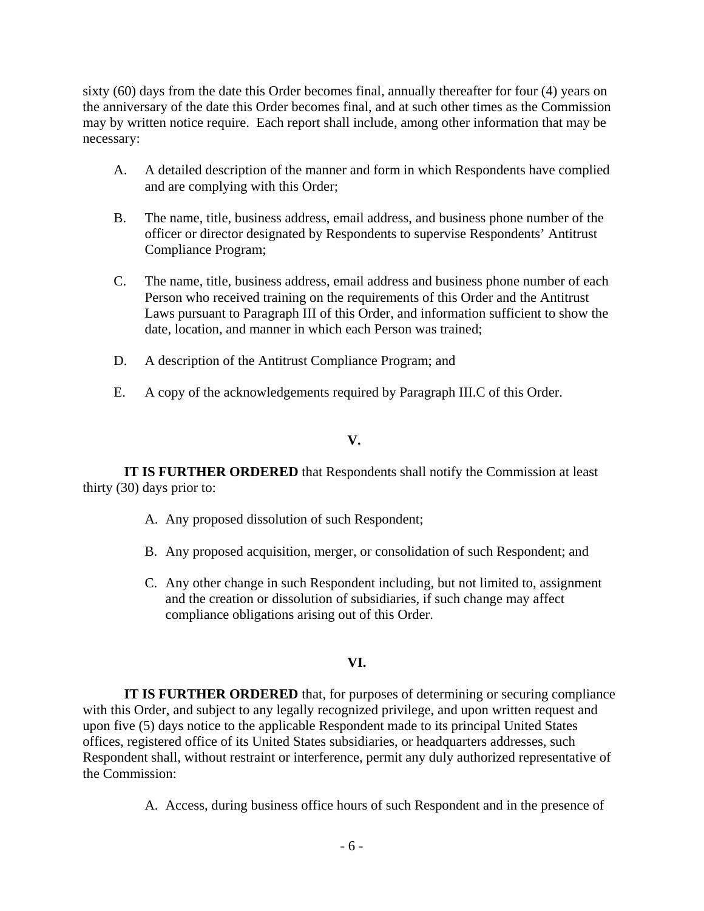sixty (60) days from the date this Order becomes final, annually thereafter for four (4) years on the anniversary of the date this Order becomes final, and at such other times as the Commission may by written notice require. Each report shall include, among other information that may be necessary:

A. A detailed description of the manner and form in which Respondents have complied and are complying with this Order;

B. The name, title, business address, email address, and business phone number of the officer or director designated by Respondents to supervise Respondents' Antitrust Compliance Program;

C. The name, title, business address, email address and business phone number of each Person who received training on the requirements of this Order and the Antitrust Laws pursuant to Paragraph III of this Order, and information sufficient to show the date, location, and manner in which each Person was trained;

D. A description of the Antitrust Compliance Program; and

E. A copy of the acknowledgements required by Paragraph III.C of this Order.

**V.**

**IT IS FURTHER ORDERED** that Respondents shall notify the Commission at least thirty (30) days prior to:

A. Any proposed dissolution of such Respondent;

B. Any proposed acquisition, merger, or consolidation of such Respondent; and

C. Any other change in such Respondent including, but not limited to, assignment and the creation or dissolution of subsidiaries, if such change may affect compliance obligations arising out of this Order.

**VI.**

**IT IS FURTHER ORDERED** that, for purposes of determining or securing compliance with this Order, and subject to any legally recognized privilege, and upon written request and upon five (5) days notice to the applicable Respondent made to its principal United States offices, registered office of its United States subsidiaries, or headquarters addresses, such Respondent shall, without restraint or interference, permit any duly authorized representative of the Commission:

A. Access, during business office hours of such Respondent and in the presence of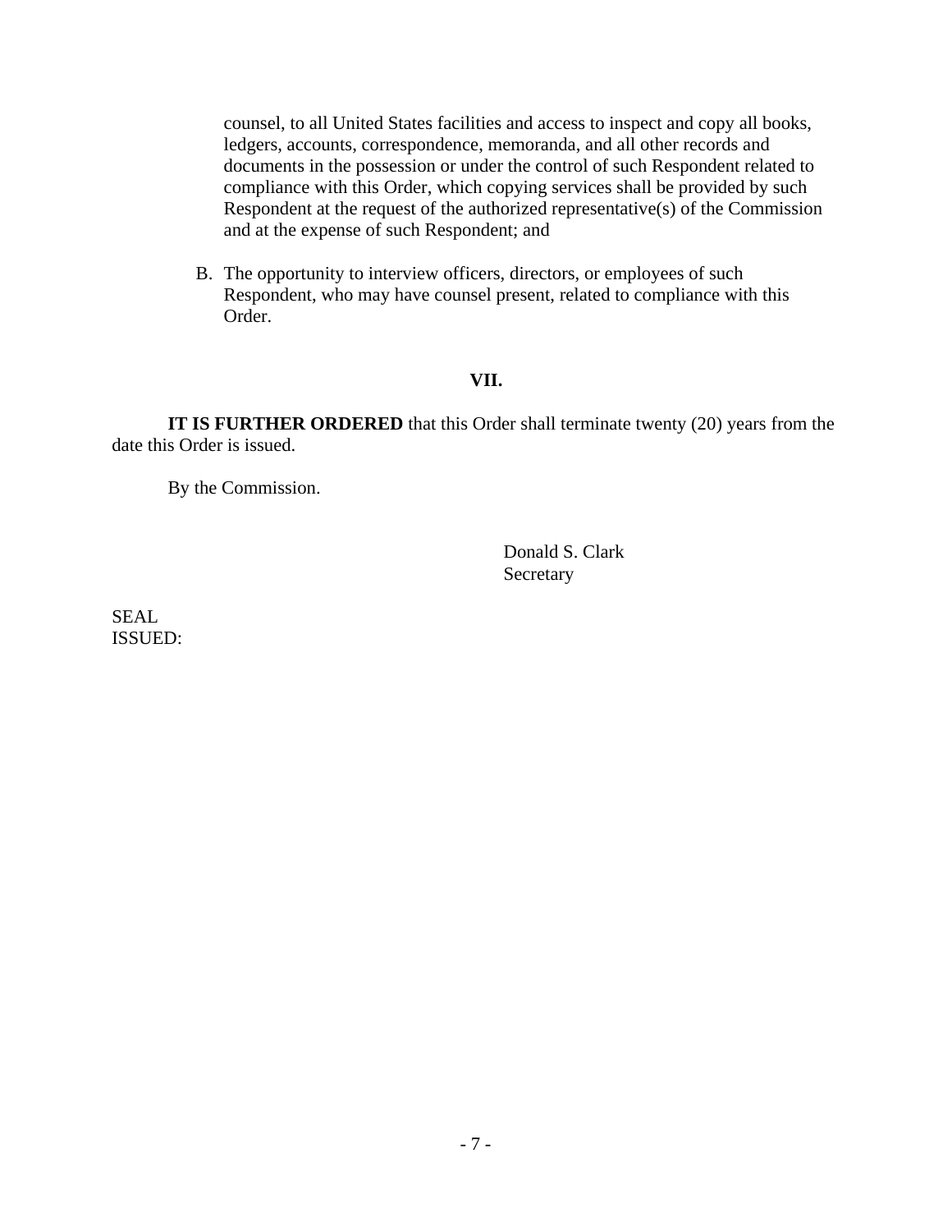counsel, to all United States facilities and access to inspect and copy all books, ledgers, accounts, correspondence, memoranda, and all other records and documents in the possession or under the control of such Respondent related to compliance with this Order, which copying services shall be provided by such Respondent at the request of the authorized representative(s) of the Commission and at the expense of such Respondent; and

B. The opportunity to interview officers, directors, or employees of such Respondent, who may have counsel present, related to compliance with this Order.

**VII.**

**IT IS FURTHER ORDERED** that this Order shall terminate twenty (20) years from the date this Order is issued.

By the Commission.

Donald S. Clark
Secretary

SEAL
ISSUED: